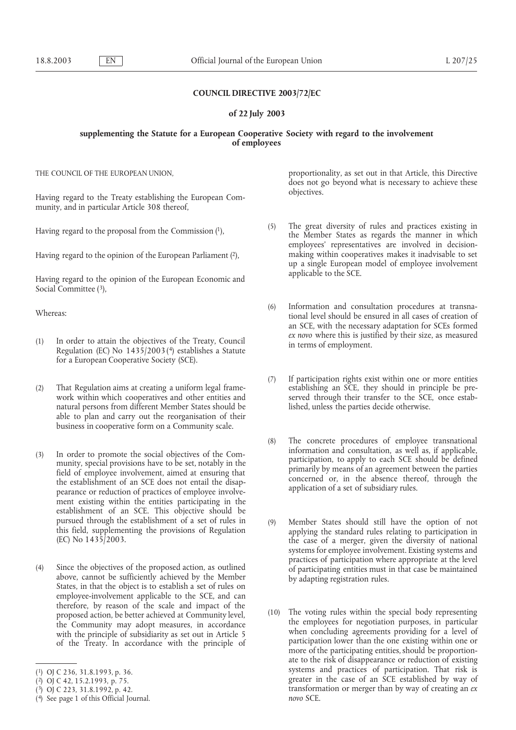# COUNCIL DIRECTIVE 2003/72/EC

## of 22 July 2003

### supplementing the Statute for a European Cooperative Society with regard to the involvement of employees

THE COUNCIL OF THE EUROPEAN UNION,

Having regard to the Treaty establishing the European Community, and in particular Article 308 thereof,

Having regard to the proposal from the Commission [1],

Having regard to the opinion of the European Parliament [2],

Having regard to the opinion of the European Economic and Social Committee [3],

Whereas:

(1) In order to attain the objectives of the Treaty, Council Regulation (EC) No 1435/2003 [4] establishes a Statute for a European Cooperative Society (SCE).

(2) That Regulation aims at creating a uniform legal framework within which cooperatives and other entities and natural persons from different Member States should be able to plan and carry out the reorganisation of their business in cooperative form on a Community scale.

(3) In order to promote the social objectives of the Community, special provisions have to be set, notably in the field of employee involvement, aimed at ensuring that the establishment of an SCE does not entail the disappearance or reduction of practices of employee involvement existing within the entities participating in the establishment of an SCE. This objective should be pursued through the establishment of a set of rules in this field, supplementing the provisions of Regulation (EC) No 1435/2003.

(4) Since the objectives of the proposed action, as outlined above, cannot be sufficiently achieved by the Member States, in that the object is to establish a set of rules on employee-involvement applicable to the SCE, and can therefore, by reason of the scale and impact of the proposed action, be better achieved at Community level, the Community may adopt measures, in accordance with the principle of subsidiarity as set out in Article 5 of the Treaty. In accordance with the principle of proportionality, as set out in that Article, this Directive does not go beyond what is necessary to achieve these objectives.

(5) The great diversity of rules and practices existing in the Member States as regards the manner in which employees' representatives are involved in decision-making within cooperatives makes it inadvisable to set up a single European model of employee involvement applicable to the SCE.

(6) Information and consultation procedures at transnational level should be ensured in all cases of creation of an SCE, with the necessary adaptation for SCEs formed *ex novo* where this is justified by their size, as measured in terms of employment.

(7) If participation rights exist within one or more entities establishing an SCE, they should in principle be preserved through their transfer to the SCE, once established, unless the parties decide otherwise.

(8) The concrete procedures of employee transnational information and consultation, as well as, if applicable, participation, to apply to each SCE should be defined primarily by means of an agreement between the parties concerned or, in the absence thereof, through the application of a set of subsidiary rules.

(9) Member States should still have the option of not applying the standard rules relating to participation in the case of a merger, given the diversity of national systems for employee involvement. Existing systems and practices of participation where appropriate at the level of participating entities must in that case be maintained by adapting registration rules.

(10) The voting rules within the special body representing the employees for negotiation purposes, in particular when concluding agreements providing for a level of participation lower than the one existing within one or more of the participating entities, should be proportionate to the risk of disappearance or reduction of existing systems and practices of participation. That risk is greater in the case of an SCE established by way of transformation or merger than by way of creating an *ex novo* SCE.

---

[1] OJ C 236, 31.8.1993, p. 36.

[2] OJ C 42, 15.2.1993, p. 75.

[3] OJ C 223, 31.8.1992, p. 42.

[4] See page 1 of this Official Journal.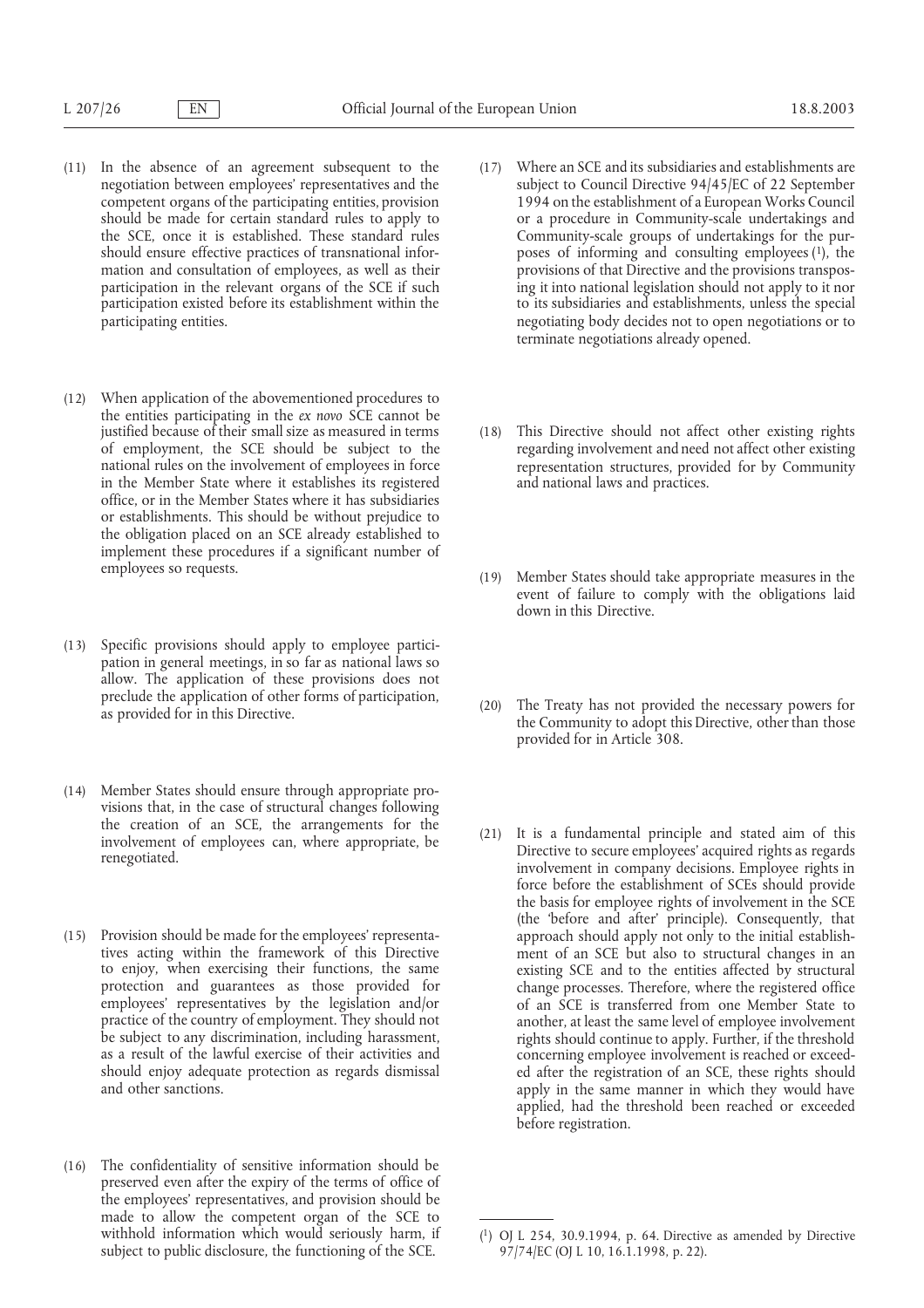(11) In the absence of an agreement subsequent to the negotiation between employees' representatives and the competent organs of the participating entities, provision should be made for certain standard rules to apply to the SCE, once it is established. These standard rules should ensure effective practices of transnational information and consultation of employees, as well as their participation in the relevant organs of the SCE if such participation existed before its establishment within the participating entities.

(12) When application of the abovementioned procedures to the entities participating in the *ex novo* SCE cannot be justified because of their small size as measured in terms of employment, the SCE should be subject to the national rules on the involvement of employees in force in the Member State where it establishes its registered office, or in the Member States where it has subsidiaries or establishments. This should be without prejudice to the obligation placed on an SCE already established to implement these procedures if a significant number of employees so requests.

(13) Specific provisions should apply to employee participation in general meetings, in so far as national laws so allow. The application of these provisions does not preclude the application of other forms of participation, as provided for in this Directive.

(14) Member States should ensure through appropriate provisions that, in the case of structural changes following the creation of an SCE, the arrangements for the involvement of employees can, where appropriate, be renegotiated.

(15) Provision should be made for the employees' representatives acting within the framework of this Directive to enjoy, when exercising their functions, the same protection and guarantees as those provided for employees' representatives by the legislation and/or practice of the country of employment. They should not be subject to any discrimination, including harassment, as a result of the lawful exercise of their activities and should enjoy adequate protection as regards dismissal and other sanctions.

(16) The confidentiality of sensitive information should be preserved even after the expiry of the terms of office of the employees' representatives, and provision should be made to allow the competent organ of the SCE to withhold information which would seriously harm, if subject to public disclosure, the functioning of the SCE.

(17) Where an SCE and its subsidiaries and establishments are subject to Council Directive 94/45/EC of 22 September 1994 on the establishment of a European Works Council or a procedure in Community-scale undertakings and Community-scale groups of undertakings for the purposes of informing and consulting employees [1], the provisions of that Directive and the provisions transposing it into national legislation should not apply to it nor to its subsidiaries and establishments, unless the special negotiating body decides not to open negotiations or to terminate negotiations already opened.

(18) This Directive should not affect other existing rights regarding involvement and need not affect other existing representation structures, provided for by Community and national laws and practices.

(19) Member States should take appropriate measures in the event of failure to comply with the obligations laid down in this Directive.

(20) The Treaty has not provided the necessary powers for the Community to adopt this Directive, other than those provided for in Article 308.

(21) It is a fundamental principle and stated aim of this Directive to secure employees' acquired rights as regards involvement in company decisions. Employee rights in force before the establishment of SCEs should provide the basis for employee rights of involvement in the SCE (the 'before and after' principle). Consequently, that approach should apply not only to the initial establishment of an SCE but also to structural changes in an existing SCE and to the entities affected by structural change processes. Therefore, where the registered office of an SCE is transferred from one Member State to another, at least the same level of employee involvement rights should continue to apply. Further, if the threshold concerning employee involvement is reached or exceeded after the registration of an SCE, these rights should apply in the same manner in which they would have applied, had the threshold been reached or exceeded before registration.

---

[1] OJ L 254, 30.9.1994, p. 64. Directive as amended by Directive 97/74/EC (OJ L 10, 16.1.1998, p. 22).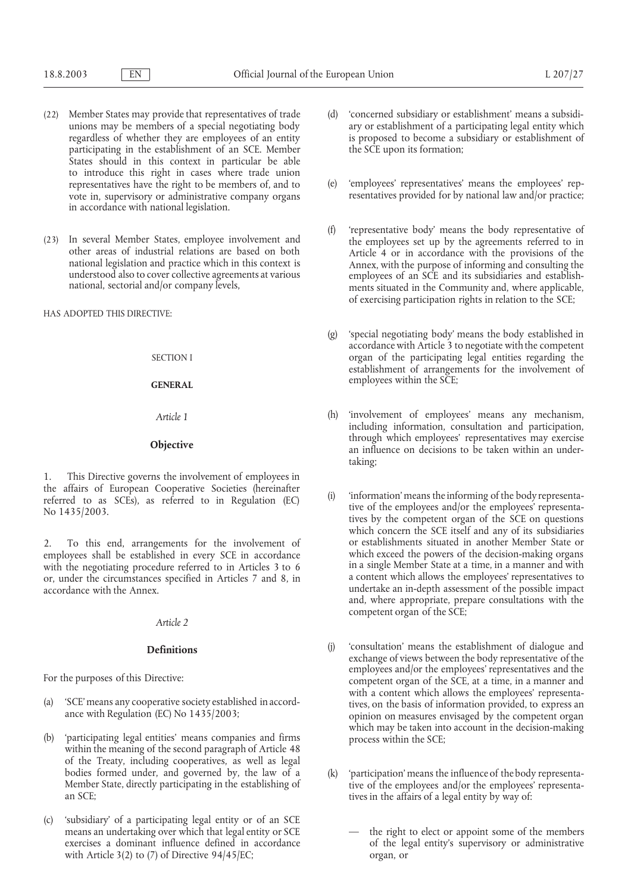(22) Member States may provide that representatives of trade unions may be members of a special negotiating body regardless of whether they are employees of an entity participating in the establishment of an SCE. Member States should in this context in particular be able to introduce this right in cases where trade union representatives have the right to be members of, and to vote in, supervisory or administrative company organs in accordance with national legislation.

(23) In several Member States, employee involvement and other areas of industrial relations are based on both national legislation and practice which in this context is understood also to cover collective agreements at various national, sectorial and/or company levels,

HAS ADOPTED THIS DIRECTIVE:

SECTION I

## GENERAL

*Article 1*

### Objective

1. This Directive governs the involvement of employees in the affairs of European Cooperative Societies (hereinafter referred to as SCEs), as referred to in Regulation (EC) No 1435/2003.

2. To this end, arrangements for the involvement of employees shall be established in every SCE in accordance with the negotiating procedure referred to in Articles 3 to 6 or, under the circumstances specified in Articles 7 and 8, in accordance with the Annex.

*Article 2*

### Definitions

For the purposes of this Directive:

(a) 'SCE' means any cooperative society established in accordance with Regulation (EC) No 1435/2003;

(b) 'participating legal entities' means companies and firms within the meaning of the second paragraph of Article 48 of the Treaty, including cooperatives, as well as legal bodies formed under, and governed by, the law of a Member State, directly participating in the establishing of an SCE;

(c) 'subsidiary' of a participating legal entity or of an SCE means an undertaking over which that legal entity or SCE exercises a dominant influence defined in accordance with Article 3(2) to (7) of Directive 94/45/EC;

(d) 'concerned subsidiary or establishment' means a subsidiary or establishment of a participating legal entity which is proposed to become a subsidiary or establishment of the SCE upon its formation;

(e) 'employees' representatives' means the employees' representatives provided for by national law and/or practice;

(f) 'representative body' means the body representative of the employees set up by the agreements referred to in Article 4 or in accordance with the provisions of the Annex, with the purpose of informing and consulting the employees of an SCE and its subsidiaries and establishments situated in the Community and, where applicable, of exercising participation rights in relation to the SCE;

(g) 'special negotiating body' means the body established in accordance with Article 3 to negotiate with the competent organ of the participating legal entities regarding the establishment of arrangements for the involvement of employees within the SCE;

(h) 'involvement of employees' means any mechanism, including information, consultation and participation, through which employees' representatives may exercise an influence on decisions to be taken within an undertaking;

(i) 'information' means the informing of the body representative of the employees and/or the employees' representatives by the competent organ of the SCE on questions which concern the SCE itself and any of its subsidiaries or establishments situated in another Member State or which exceed the powers of the decision-making organs in a single Member State at a time, in a manner and with a content which allows the employees' representatives to undertake an in-depth assessment of the possible impact and, where appropriate, prepare consultations with the competent organ of the SCE;

(j) 'consultation' means the establishment of dialogue and exchange of views between the body representative of the employees and/or the employees' representatives and the competent organ of the SCE, at a time, in a manner and with a content which allows the employees' representatives, on the basis of information provided, to express an opinion on measures envisaged by the competent organ which may be taken into account in the decision-making process within the SCE;

(k) 'participation' means the influence of the body representative of the employees and/or the employees' representatives in the affairs of a legal entity by way of:

— the right to elect or appoint some of the members of the legal entity's supervisory or administrative organ, or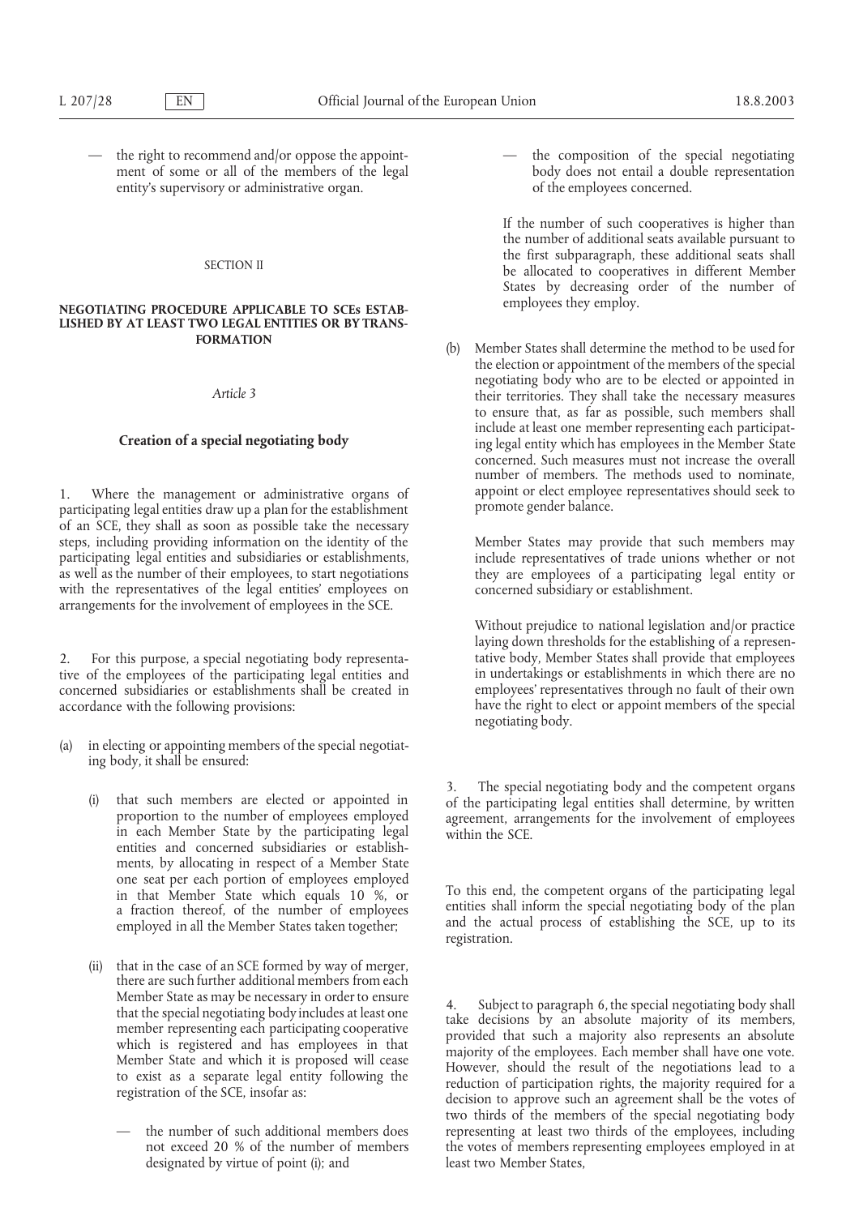— the right to recommend and/or oppose the appointment of some or all of the members of the legal entity's supervisory or administrative organ.

SECTION II

## NEGOTIATING PROCEDURE APPLICABLE TO SCEs ESTABLISHED BY AT LEAST TWO LEGAL ENTITIES OR BY TRANSFORMATION

*Article 3*

### Creation of a special negotiating body

1. Where the management or administrative organs of participating legal entities draw up a plan for the establishment of an SCE, they shall as soon as possible take the necessary steps, including providing information on the identity of the participating legal entities and subsidiaries or establishments, as well as the number of their employees, to start negotiations with the representatives of the legal entities' employees on arrangements for the involvement of employees in the SCE.

2. For this purpose, a special negotiating body representative of the employees of the participating legal entities and concerned subsidiaries or establishments shall be created in accordance with the following provisions:

(a) in electing or appointing members of the special negotiating body, it shall be ensured:

(i) that such members are elected or appointed in proportion to the number of employees employed in each Member State by the participating legal entities and concerned subsidiaries or establishments, by allocating in respect of a Member State one seat per each portion of employees employed in that Member State which equals 10 %, or a fraction thereof, of the number of employees employed in all the Member States taken together;

(ii) that in the case of an SCE formed by way of merger, there are such further additional members from each Member State as may be necessary in order to ensure that the special negotiating body includes at least one member representing each participating cooperative which is registered and has employees in that Member State and which it is proposed will cease to exist as a separate legal entity following the registration of the SCE, insofar as:

— the number of such additional members does not exceed 20 % of the number of members designated by virtue of point (i); and

— the composition of the special negotiating body does not entail a double representation of the employees concerned.

If the number of such cooperatives is higher than the number of additional seats available pursuant to the first subparagraph, these additional seats shall be allocated to cooperatives in different Member States by decreasing order of the number of employees they employ.

(b) Member States shall determine the method to be used for the election or appointment of the members of the special negotiating body who are to be elected or appointed in their territories. They shall take the necessary measures to ensure that, as far as possible, such members shall include at least one member representing each participating legal entity which has employees in the Member State concerned. Such measures must not increase the overall number of members. The methods used to nominate, appoint or elect employee representatives should seek to promote gender balance.

Member States may provide that such members may include representatives of trade unions whether or not they are employees of a participating legal entity or concerned subsidiary or establishment.

Without prejudice to national legislation and/or practice laying down thresholds for the establishing of a representative body, Member States shall provide that employees in undertakings or establishments in which there are no employees' representatives through no fault of their own have the right to elect or appoint members of the special negotiating body.

3. The special negotiating body and the competent organs of the participating legal entities shall determine, by written agreement, arrangements for the involvement of employees within the SCE.

To this end, the competent organs of the participating legal entities shall inform the special negotiating body of the plan and the actual process of establishing the SCE, up to its registration.

4. Subject to paragraph 6, the special negotiating body shall take decisions by an absolute majority of its members, provided that such a majority also represents an absolute majority of the employees. Each member shall have one vote. However, should the result of the negotiations lead to a reduction of participation rights, the majority required for a decision to approve such an agreement shall be the votes of two thirds of the members of the special negotiating body representing at least two thirds of the employees, including the votes of members representing employees employed in at least two Member States,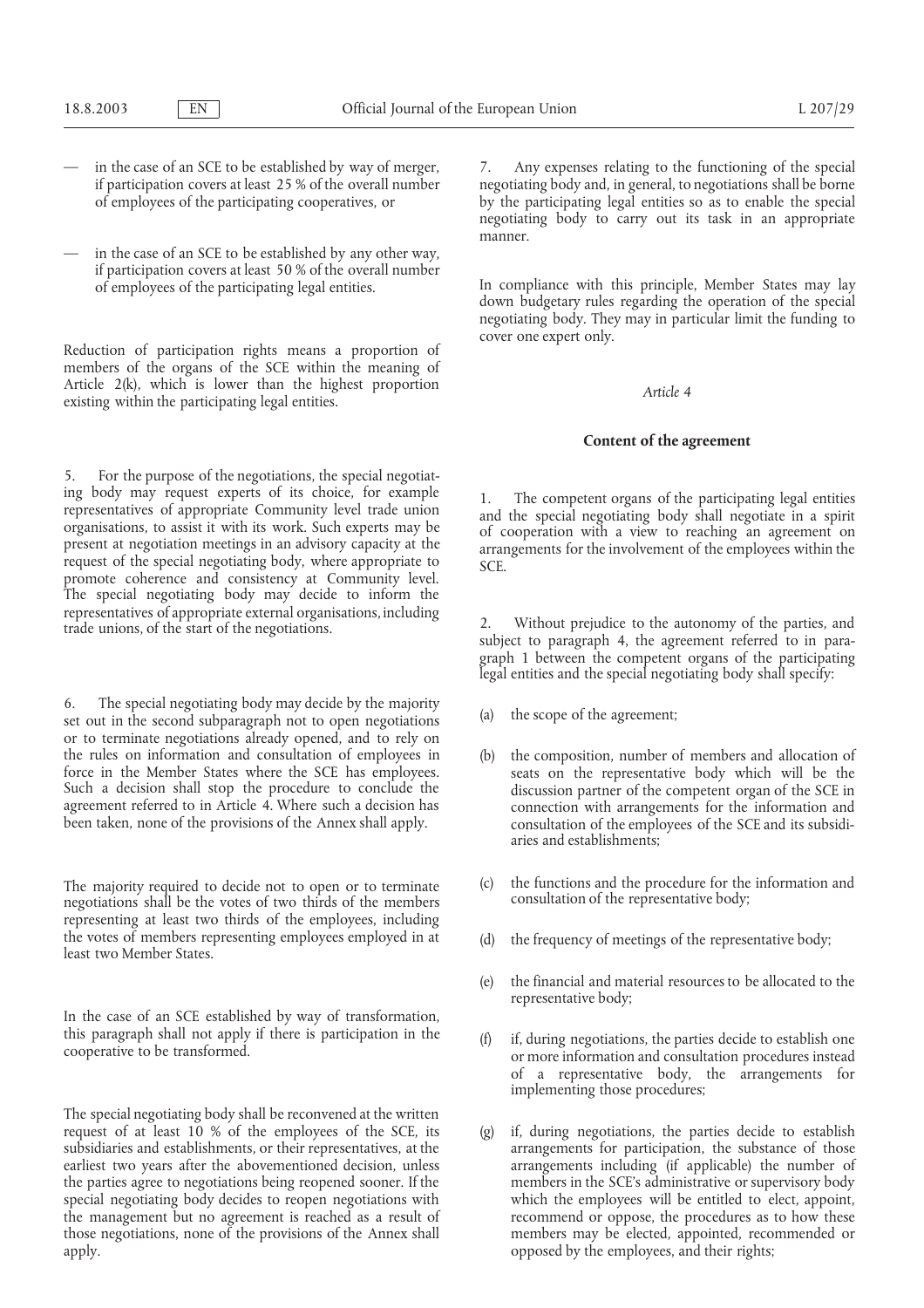— in the case of an SCE to be established by way of merger, if participation covers at least 25 % of the overall number of employees of the participating cooperatives, or

— in the case of an SCE to be established by any other way, if participation covers at least 50 % of the overall number of employees of the participating legal entities.

Reduction of participation rights means a proportion of members of the organs of the SCE within the meaning of Article 2(k), which is lower than the highest proportion existing within the participating legal entities.

5. For the purpose of the negotiations, the special negotiating body may request experts of its choice, for example representatives of appropriate Community level trade union organisations, to assist it with its work. Such experts may be present at negotiation meetings in an advisory capacity at the request of the special negotiating body, where appropriate to promote coherence and consistency at Community level. The special negotiating body may decide to inform the representatives of appropriate external organisations, including trade unions, of the start of the negotiations.

6. The special negotiating body may decide by the majority set out in the second subparagraph not to open negotiations or to terminate negotiations already opened, and to rely on the rules on information and consultation of employees in force in the Member States where the SCE has employees. Such a decision shall stop the procedure to conclude the agreement referred to in Article 4. Where such a decision has been taken, none of the provisions of the Annex shall apply.

The majority required to decide not to open or to terminate negotiations shall be the votes of two thirds of the members representing at least two thirds of the employees, including the votes of members representing employees employed in at least two Member States.

In the case of an SCE established by way of transformation, this paragraph shall not apply if there is participation in the cooperative to be transformed.

The special negotiating body shall be reconvened at the written request of at least 10 % of the employees of the SCE, its subsidiaries and establishments, or their representatives, at the earliest two years after the abovementioned decision, unless the parties agree to negotiations being reopened sooner. If the special negotiating body decides to reopen negotiations with the management but no agreement is reached as a result of those negotiations, none of the provisions of the Annex shall apply.

7. Any expenses relating to the functioning of the special negotiating body and, in general, to negotiations shall be borne by the participating legal entities so as to enable the special negotiating body to carry out its task in an appropriate manner.

In compliance with this principle, Member States may lay down budgetary rules regarding the operation of the special negotiating body. They may in particular limit the funding to cover one expert only.

*Article 4*

**Content of the agreement**

1. The competent organs of the participating legal entities and the special negotiating body shall negotiate in a spirit of cooperation with a view to reaching an agreement on arrangements for the involvement of the employees within the SCE.

2. Without prejudice to the autonomy of the parties, and subject to paragraph 4, the agreement referred to in paragraph 1 between the competent organs of the participating legal entities and the special negotiating body shall specify:

(a) the scope of the agreement;

(b) the composition, number of members and allocation of seats on the representative body which will be the discussion partner of the competent organ of the SCE in connection with arrangements for the information and consultation of the employees of the SCE and its subsidiaries and establishments;

(c) the functions and the procedure for the information and consultation of the representative body;

(d) the frequency of meetings of the representative body;

(e) the financial and material resources to be allocated to the representative body;

(f) if, during negotiations, the parties decide to establish one or more information and consultation procedures instead of a representative body, the arrangements for implementing those procedures;

(g) if, during negotiations, the parties decide to establish arrangements for participation, the substance of those arrangements including (if applicable) the number of members in the SCE's administrative or supervisory body which the employees will be entitled to elect, appoint, recommend or oppose, the procedures as to how these members may be elected, appointed, recommended or opposed by the employees, and their rights;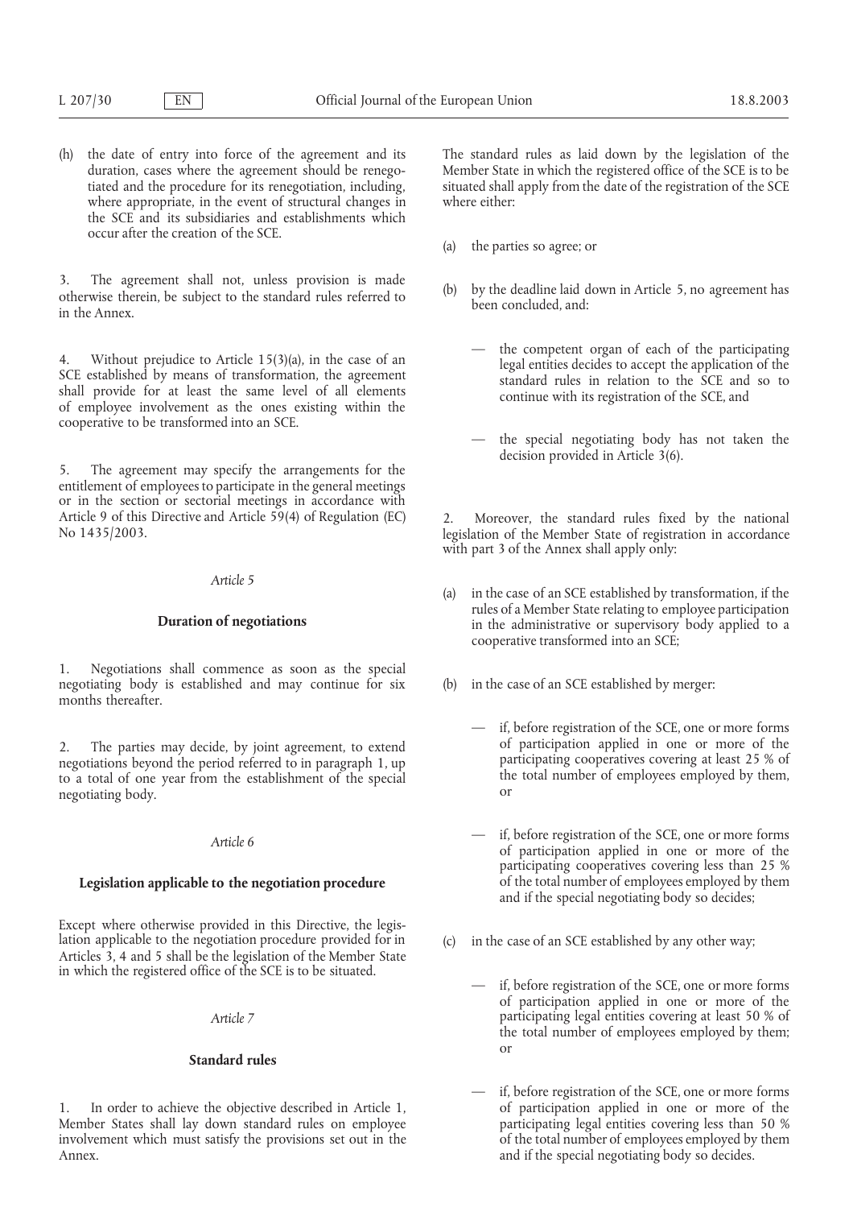(h) the date of entry into force of the agreement and its duration, cases where the agreement should be renegotiated and the procedure for its renegotiation, including, where appropriate, in the event of structural changes in the SCE and its subsidiaries and establishments which occur after the creation of the SCE.

3. The agreement shall not, unless provision is made otherwise therein, be subject to the standard rules referred to in the Annex.

4. Without prejudice to Article 15(3)(a), in the case of an SCE established by means of transformation, the agreement shall provide for at least the same level of all elements of employee involvement as the ones existing within the cooperative to be transformed into an SCE.

5. The agreement may specify the arrangements for the entitlement of employees to participate in the general meetings or in the section or sectorial meetings in accordance with Article 9 of this Directive and Article 59(4) of Regulation (EC) No 1435/2003.

*Article 5*

**Duration of negotiations**

1. Negotiations shall commence as soon as the special negotiating body is established and may continue for six months thereafter.

2. The parties may decide, by joint agreement, to extend negotiations beyond the period referred to in paragraph 1, up to a total of one year from the establishment of the special negotiating body.

*Article 6*

**Legislation applicable to the negotiation procedure**

Except where otherwise provided in this Directive, the legislation applicable to the negotiation procedure provided for in Articles 3, 4 and 5 shall be the legislation of the Member State in which the registered office of the SCE is to be situated.

*Article 7*

**Standard rules**

1. In order to achieve the objective described in Article 1, Member States shall lay down standard rules on employee involvement which must satisfy the provisions set out in the Annex.

The standard rules as laid down by the legislation of the Member State in which the registered office of the SCE is to be situated shall apply from the date of the registration of the SCE where either:

(a) the parties so agree; or

(b) by the deadline laid down in Article 5, no agreement has been concluded, and:

— the competent organ of each of the participating legal entities decides to accept the application of the standard rules in relation to the SCE and so to continue with its registration of the SCE, and

— the special negotiating body has not taken the decision provided in Article 3(6).

2. Moreover, the standard rules fixed by the national legislation of the Member State of registration in accordance with part 3 of the Annex shall apply only:

(a) in the case of an SCE established by transformation, if the rules of a Member State relating to employee participation in the administrative or supervisory body applied to a cooperative transformed into an SCE;

(b) in the case of an SCE established by merger:

— if, before registration of the SCE, one or more forms of participation applied in one or more of the participating cooperatives covering at least 25 % of the total number of employees employed by them, or

— if, before registration of the SCE, one or more forms of participation applied in one or more of the participating cooperatives covering less than 25 % of the total number of employees employed by them and if the special negotiating body so decides;

(c) in the case of an SCE established by any other way;

— if, before registration of the SCE, one or more forms of participation applied in one or more of the participating legal entities covering at least 50 % of the total number of employees employed by them; or

— if, before registration of the SCE, one or more forms of participation applied in one or more of the participating legal entities covering less than 50 % of the total number of employees employed by them and if the special negotiating body so decides.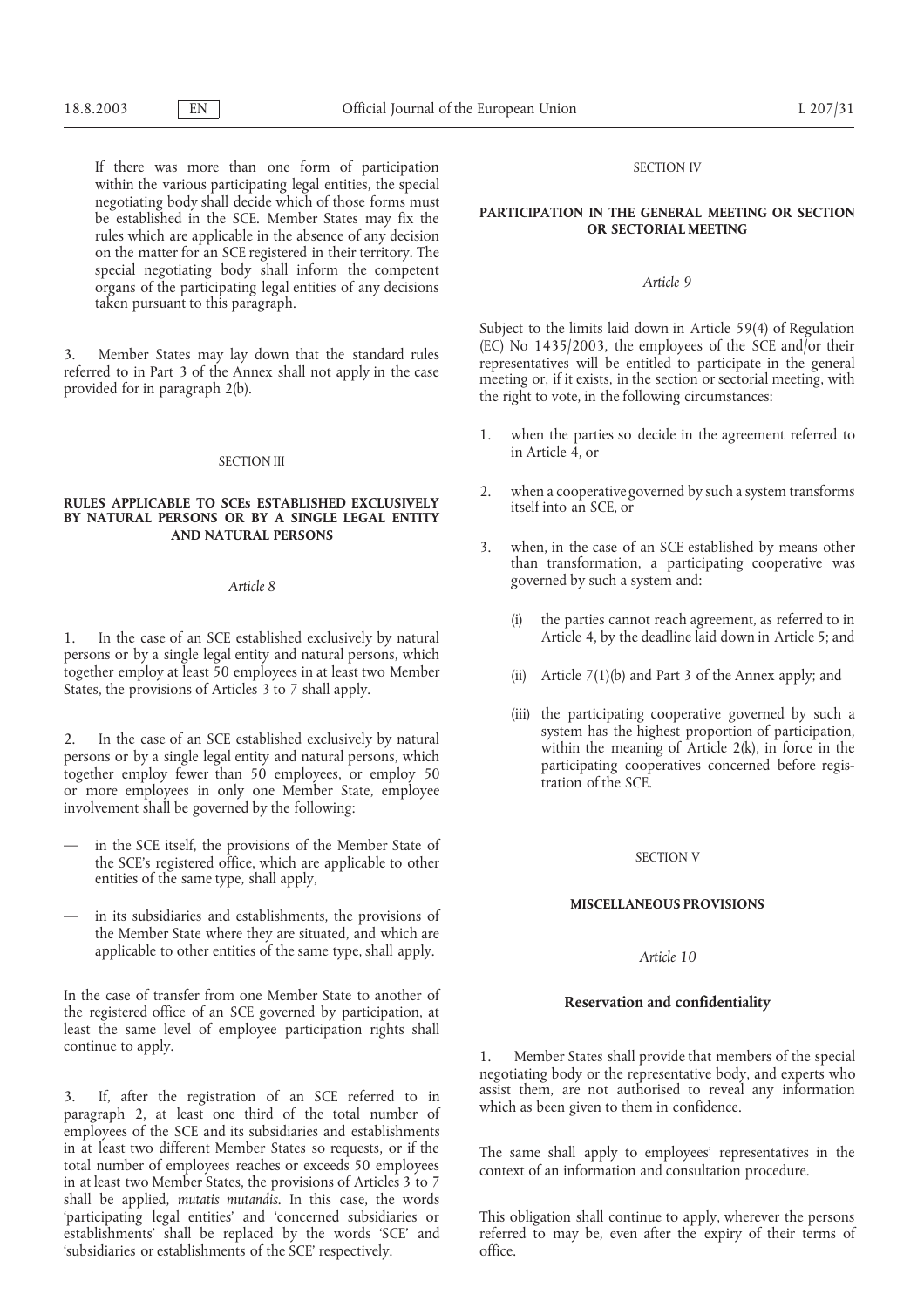If there was more than one form of participation within the various participating legal entities, the special negotiating body shall decide which of those forms must be established in the SCE. Member States may fix the rules which are applicable in the absence of any decision on the matter for an SCE registered in their territory. The special negotiating body shall inform the competent organs of the participating legal entities of any decisions taken pursuant to this paragraph.

3. Member States may lay down that the standard rules referred to in Part 3 of the Annex shall not apply in the case provided for in paragraph 2(b).

SECTION III

**RULES APPLICABLE TO SCEs ESTABLISHED EXCLUSIVELY BY NATURAL PERSONS OR BY A SINGLE LEGAL ENTITY AND NATURAL PERSONS**

*Article 8*

1. In the case of an SCE established exclusively by natural persons or by a single legal entity and natural persons, which together employ at least 50 employees in at least two Member States, the provisions of Articles 3 to 7 shall apply.

2. In the case of an SCE established exclusively by natural persons or by a single legal entity and natural persons, which together employ fewer than 50 employees, or employ 50 or more employees in only one Member State, employee involvement shall be governed by the following:

— in the SCE itself, the provisions of the Member State of the SCE's registered office, which are applicable to other entities of the same type, shall apply,

— in its subsidiaries and establishments, the provisions of the Member State where they are situated, and which are applicable to other entities of the same type, shall apply.

In the case of transfer from one Member State to another of the registered office of an SCE governed by participation, at least the same level of employee participation rights shall continue to apply.

3. If, after the registration of an SCE referred to in paragraph 2, at least one third of the total number of employees of the SCE and its subsidiaries and establishments in at least two different Member States so requests, or if the total number of employees reaches or exceeds 50 employees in at least two Member States, the provisions of Articles 3 to 7 shall be applied, *mutatis mutandis*. In this case, the words 'participating legal entities' and 'concerned subsidiaries or establishments' shall be replaced by the words 'SCE' and 'subsidiaries or establishments of the SCE' respectively.

SECTION IV

**PARTICIPATION IN THE GENERAL MEETING OR SECTION OR SECTORIAL MEETING**

*Article 9*

Subject to the limits laid down in Article 59(4) of Regulation (EC) No 1435/2003, the employees of the SCE and/or their representatives will be entitled to participate in the general meeting or, if it exists, in the section or sectorial meeting, with the right to vote, in the following circumstances:

1. when the parties so decide in the agreement referred to in Article 4, or

2. when a cooperative governed by such a system transforms itself into an SCE, or

3. when, in the case of an SCE established by means other than transformation, a participating cooperative was governed by such a system and:

   (i) the parties cannot reach agreement, as referred to in Article 4, by the deadline laid down in Article 5; and

   (ii) Article 7(1)(b) and Part 3 of the Annex apply; and

   (iii) the participating cooperative governed by such a system has the highest proportion of participation, within the meaning of Article 2(k), in force in the participating cooperatives concerned before registration of the SCE.

SECTION V

**MISCELLANEOUS PROVISIONS**

*Article 10*

**Reservation and confidentiality**

1. Member States shall provide that members of the special negotiating body or the representative body, and experts who assist them, are not authorised to reveal any information which as been given to them in confidence.

The same shall apply to employees' representatives in the context of an information and consultation procedure.

This obligation shall continue to apply, wherever the persons referred to may be, even after the expiry of their terms of office.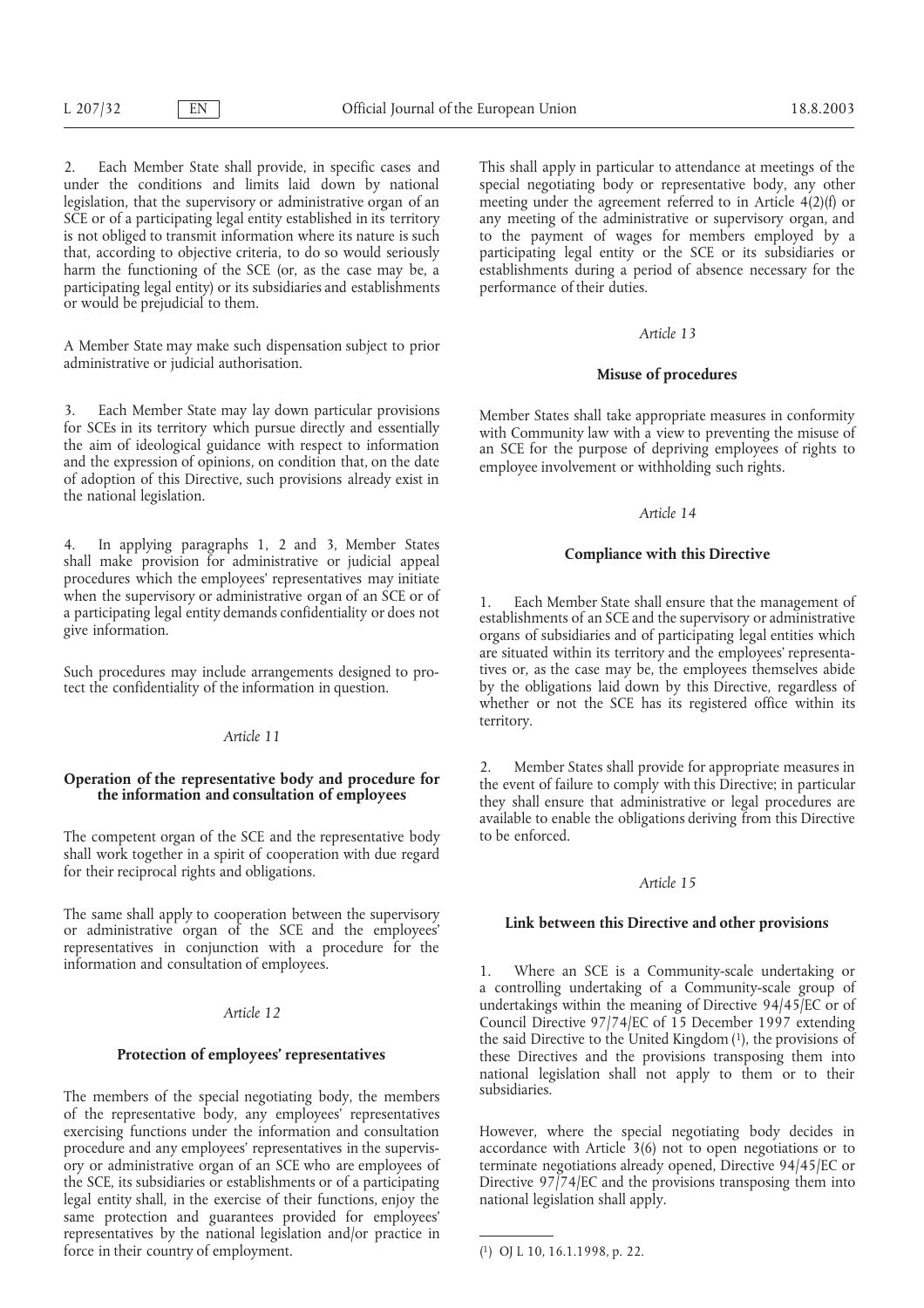2. Each Member State shall provide, in specific cases and under the conditions and limits laid down by national legislation, that the supervisory or administrative organ of an SCE or of a participating legal entity established in its territory is not obliged to transmit information where its nature is such that, according to objective criteria, to do so would seriously harm the functioning of the SCE (or, as the case may be, a participating legal entity) or its subsidiaries and establishments or would be prejudicial to them.

A Member State may make such dispensation subject to prior administrative or judicial authorisation.

3. Each Member State may lay down particular provisions for SCEs in its territory which pursue directly and essentially the aim of ideological guidance with respect to information and the expression of opinions, on condition that, on the date of adoption of this Directive, such provisions already exist in the national legislation.

4. In applying paragraphs 1, 2 and 3, Member States shall make provision for administrative or judicial appeal procedures which the employees' representatives may initiate when the supervisory or administrative organ of an SCE or of a participating legal entity demands confidentiality or does not give information.

Such procedures may include arrangements designed to protect the confidentiality of the information in question.

*Article 11*

**Operation of the representative body and procedure for the information and consultation of employees**

The competent organ of the SCE and the representative body shall work together in a spirit of cooperation with due regard for their reciprocal rights and obligations.

The same shall apply to cooperation between the supervisory or administrative organ of the SCE and the employees' representatives in conjunction with a procedure for the information and consultation of employees.

*Article 12*

**Protection of employees' representatives**

The members of the special negotiating body, the members of the representative body, any employees' representatives exercising functions under the information and consultation procedure and any employees' representatives in the supervisory or administrative organ of an SCE who are employees of the SCE, its subsidiaries or establishments or of a participating legal entity shall, in the exercise of their functions, enjoy the same protection and guarantees provided for employees' representatives by the national legislation and/or practice in force in their country of employment.

This shall apply in particular to attendance at meetings of the special negotiating body or representative body, any other meeting under the agreement referred to in Article 4(2)(f) or any meeting of the administrative or supervisory organ, and to the payment of wages for members employed by a participating legal entity or the SCE or its subsidiaries or establishments during a period of absence necessary for the performance of their duties.

*Article 13*

**Misuse of procedures**

Member States shall take appropriate measures in conformity with Community law with a view to preventing the misuse of an SCE for the purpose of depriving employees of rights to employee involvement or withholding such rights.

*Article 14*

**Compliance with this Directive**

1. Each Member State shall ensure that the management of establishments of an SCE and the supervisory or administrative organs of subsidiaries and of participating legal entities which are situated within its territory and the employees' representatives or, as the case may be, the employees themselves abide by the obligations laid down by this Directive, regardless of whether or not the SCE has its registered office within its territory.

2. Member States shall provide for appropriate measures in the event of failure to comply with this Directive; in particular they shall ensure that administrative or legal procedures are available to enable the obligations deriving from this Directive to be enforced.

*Article 15*

**Link between this Directive and other provisions**

1. Where an SCE is a Community-scale undertaking or a controlling undertaking of a Community-scale group of undertakings within the meaning of Directive 94/45/EC or of Council Directive 97/74/EC of 15 December 1997 extending the said Directive to the United Kingdom (1), the provisions of these Directives and the provisions transposing them into national legislation shall not apply to them or to their subsidiaries.

However, where the special negotiating body decides in accordance with Article 3(6) not to open negotiations or to terminate negotiations already opened, Directive 94/45/EC or Directive 97/74/EC and the provisions transposing them into national legislation shall apply.

(1) OJ L 10, 16.1.1998, p. 22.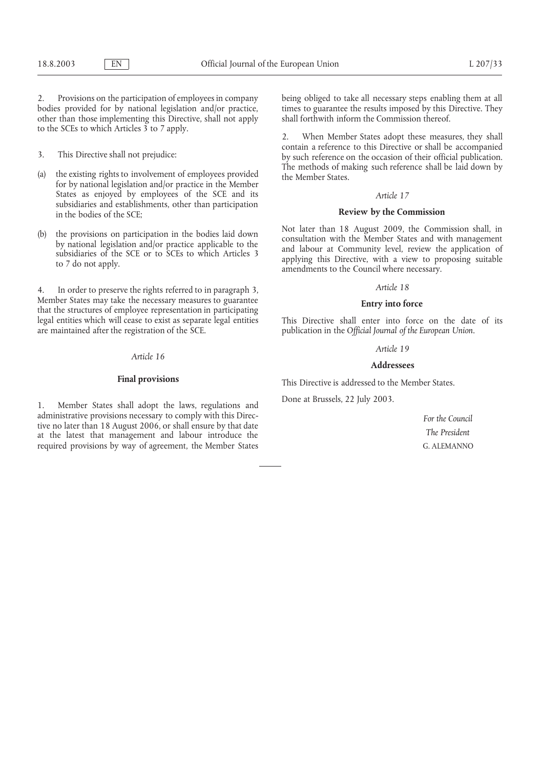2. Provisions on the participation of employees in company bodies provided for by national legislation and/or practice, other than those implementing this Directive, shall not apply to the SCEs to which Articles 3 to 7 apply.

3. This Directive shall not prejudice:

(a) the existing rights to involvement of employees provided for by national legislation and/or practice in the Member States as enjoyed by employees of the SCE and its subsidiaries and establishments, other than participation in the bodies of the SCE;

(b) the provisions on participation in the bodies laid down by national legislation and/or practice applicable to the subsidiaries of the SCE or to SCEs to which Articles 3 to 7 do not apply.

4. In order to preserve the rights referred to in paragraph 3, Member States may take the necessary measures to guarantee that the structures of employee representation in participating legal entities which will cease to exist as separate legal entities are maintained after the registration of the SCE.

*Article 16*

**Final provisions**

1. Member States shall adopt the laws, regulations and administrative provisions necessary to comply with this Directive no later than 18 August 2006, or shall ensure by that date at the latest that management and labour introduce the required provisions by way of agreement, the Member States being obliged to take all necessary steps enabling them at all times to guarantee the results imposed by this Directive. They shall forthwith inform the Commission thereof.

2. When Member States adopt these measures, they shall contain a reference to this Directive or shall be accompanied by such reference on the occasion of their official publication. The methods of making such reference shall be laid down by the Member States.

*Article 17*

**Review by the Commission**

Not later than 18 August 2009, the Commission shall, in consultation with the Member States and with management and labour at Community level, review the application of applying this Directive, with a view to proposing suitable amendments to the Council where necessary.

*Article 18*

**Entry into force**

This Directive shall enter into force on the date of its publication in the *Official Journal of the European Union*.

*Article 19*

**Addressees**

This Directive is addressed to the Member States.

Done at Brussels, 22 July 2003.

*For the Council*

*The President*

G. ALEMANNO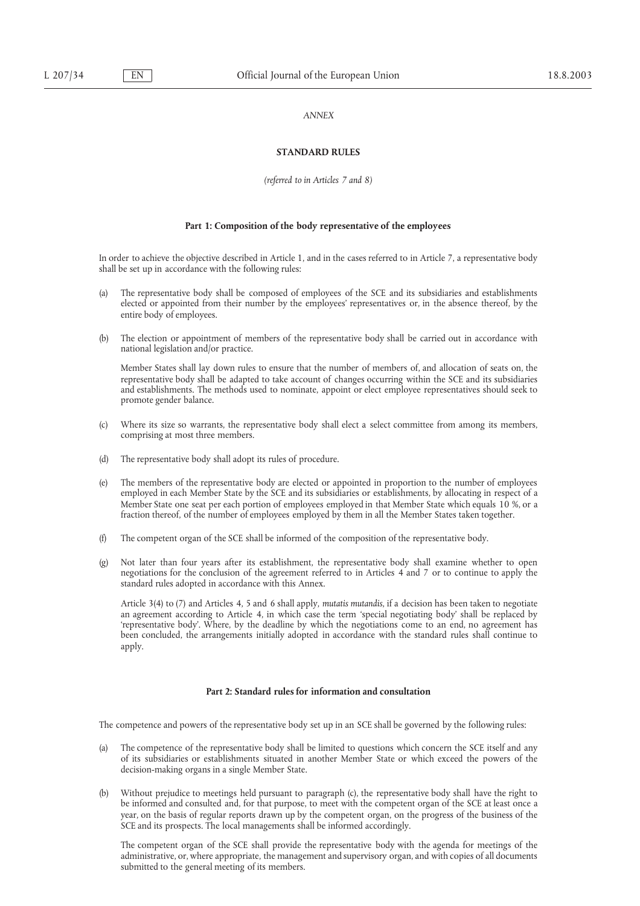*ANNEX*

## STANDARD RULES

*(referred to in Articles 7 and 8)*

### Part 1: Composition of the body representative of the employees

In order to achieve the objective described in Article 1, and in the cases referred to in Article 7, a representative body shall be set up in accordance with the following rules:

(a) The representative body shall be composed of employees of the SCE and its subsidiaries and establishments elected or appointed from their number by the employees' representatives or, in the absence thereof, by the entire body of employees.

(b) The election or appointment of members of the representative body shall be carried out in accordance with national legislation and/or practice.

Member States shall lay down rules to ensure that the number of members of, and allocation of seats on, the representative body shall be adapted to take account of changes occurring within the SCE and its subsidiaries and establishments. The methods used to nominate, appoint or elect employee representatives should seek to promote gender balance.

(c) Where its size so warrants, the representative body shall elect a select committee from among its members, comprising at most three members.

(d) The representative body shall adopt its rules of procedure.

(e) The members of the representative body are elected or appointed in proportion to the number of employees employed in each Member State by the SCE and its subsidiaries or establishments, by allocating in respect of a Member State one seat per each portion of employees employed in that Member State which equals 10 %, or a fraction thereof, of the number of employees employed by them in all the Member States taken together.

(f) The competent organ of the SCE shall be informed of the composition of the representative body.

(g) Not later than four years after its establishment, the representative body shall examine whether to open negotiations for the conclusion of the agreement referred to in Articles 4 and 7 or to continue to apply the standard rules adopted in accordance with this Annex.

Article 3(4) to (7) and Articles 4, 5 and 6 shall apply, *mutatis mutandis*, if a decision has been taken to negotiate an agreement according to Article 4, in which case the term 'special negotiating body' shall be replaced by 'representative body'. Where, by the deadline by which the negotiations come to an end, no agreement has been concluded, the arrangements initially adopted in accordance with the standard rules shall continue to apply.

### Part 2: Standard rules for information and consultation

The competence and powers of the representative body set up in an SCE shall be governed by the following rules:

(a) The competence of the representative body shall be limited to questions which concern the SCE itself and any of its subsidiaries or establishments situated in another Member State or which exceed the powers of the decision-making organs in a single Member State.

(b) Without prejudice to meetings held pursuant to paragraph (c), the representative body shall have the right to be informed and consulted and, for that purpose, to meet with the competent organ of the SCE at least once a year, on the basis of regular reports drawn up by the competent organ, on the progress of the business of the SCE and its prospects. The local managements shall be informed accordingly.

The competent organ of the SCE shall provide the representative body with the agenda for meetings of the administrative, or, where appropriate, the management and supervisory organ, and with copies of all documents submitted to the general meeting of its members.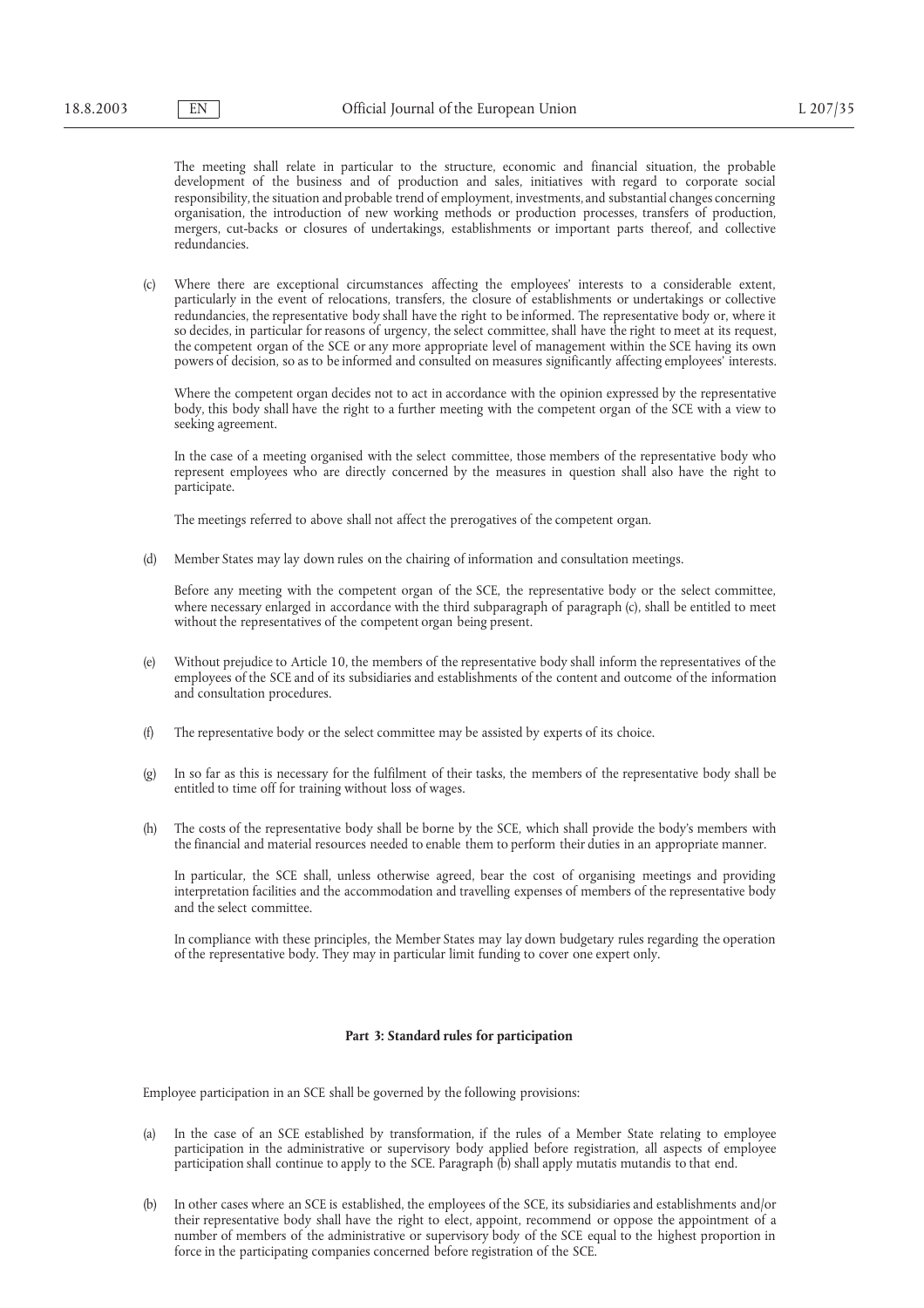The meeting shall relate in particular to the structure, economic and financial situation, the probable development of the business and of production and sales, initiatives with regard to corporate social responsibility, the situation and probable trend of employment, investments, and substantial changes concerning organisation, the introduction of new working methods or production processes, transfers of production, mergers, cut-backs or closures of undertakings, establishments or important parts thereof, and collective redundancies.

(c) Where there are exceptional circumstances affecting the employees' interests to a considerable extent, particularly in the event of relocations, transfers, the closure of establishments or undertakings or collective redundancies, the representative body shall have the right to be informed. The representative body or, where it so decides, in particular for reasons of urgency, the select committee, shall have the right to meet at its request, the competent organ of the SCE or any more appropriate level of management within the SCE having its own powers of decision, so as to be informed and consulted on measures significantly affecting employees' interests.

Where the competent organ decides not to act in accordance with the opinion expressed by the representative body, this body shall have the right to a further meeting with the competent organ of the SCE with a view to seeking agreement.

In the case of a meeting organised with the select committee, those members of the representative body who represent employees who are directly concerned by the measures in question shall also have the right to participate.

The meetings referred to above shall not affect the prerogatives of the competent organ.

(d) Member States may lay down rules on the chairing of information and consultation meetings.

Before any meeting with the competent organ of the SCE, the representative body or the select committee, where necessary enlarged in accordance with the third subparagraph of paragraph (c), shall be entitled to meet without the representatives of the competent organ being present.

(e) Without prejudice to Article 10, the members of the representative body shall inform the representatives of the employees of the SCE and of its subsidiaries and establishments of the content and outcome of the information and consultation procedures.

(f) The representative body or the select committee may be assisted by experts of its choice.

(g) In so far as this is necessary for the fulfilment of their tasks, the members of the representative body shall be entitled to time off for training without loss of wages.

(h) The costs of the representative body shall be borne by the SCE, which shall provide the body's members with the financial and material resources needed to enable them to perform their duties in an appropriate manner.

In particular, the SCE shall, unless otherwise agreed, bear the cost of organising meetings and providing interpretation facilities and the accommodation and travelling expenses of members of the representative body and the select committee.

In compliance with these principles, the Member States may lay down budgetary rules regarding the operation of the representative body. They may in particular limit funding to cover one expert only.

**Part 3: Standard rules for participation**

Employee participation in an SCE shall be governed by the following provisions:

(a) In the case of an SCE established by transformation, if the rules of a Member State relating to employee participation in the administrative or supervisory body applied before registration, all aspects of employee participation shall continue to apply to the SCE. Paragraph (b) shall apply mutatis mutandis to that end.

(b) In other cases where an SCE is established, the employees of the SCE, its subsidiaries and establishments and/or their representative body shall have the right to elect, appoint, recommend or oppose the appointment of a number of members of the administrative or supervisory body of the SCE equal to the highest proportion in force in the participating companies concerned before registration of the SCE.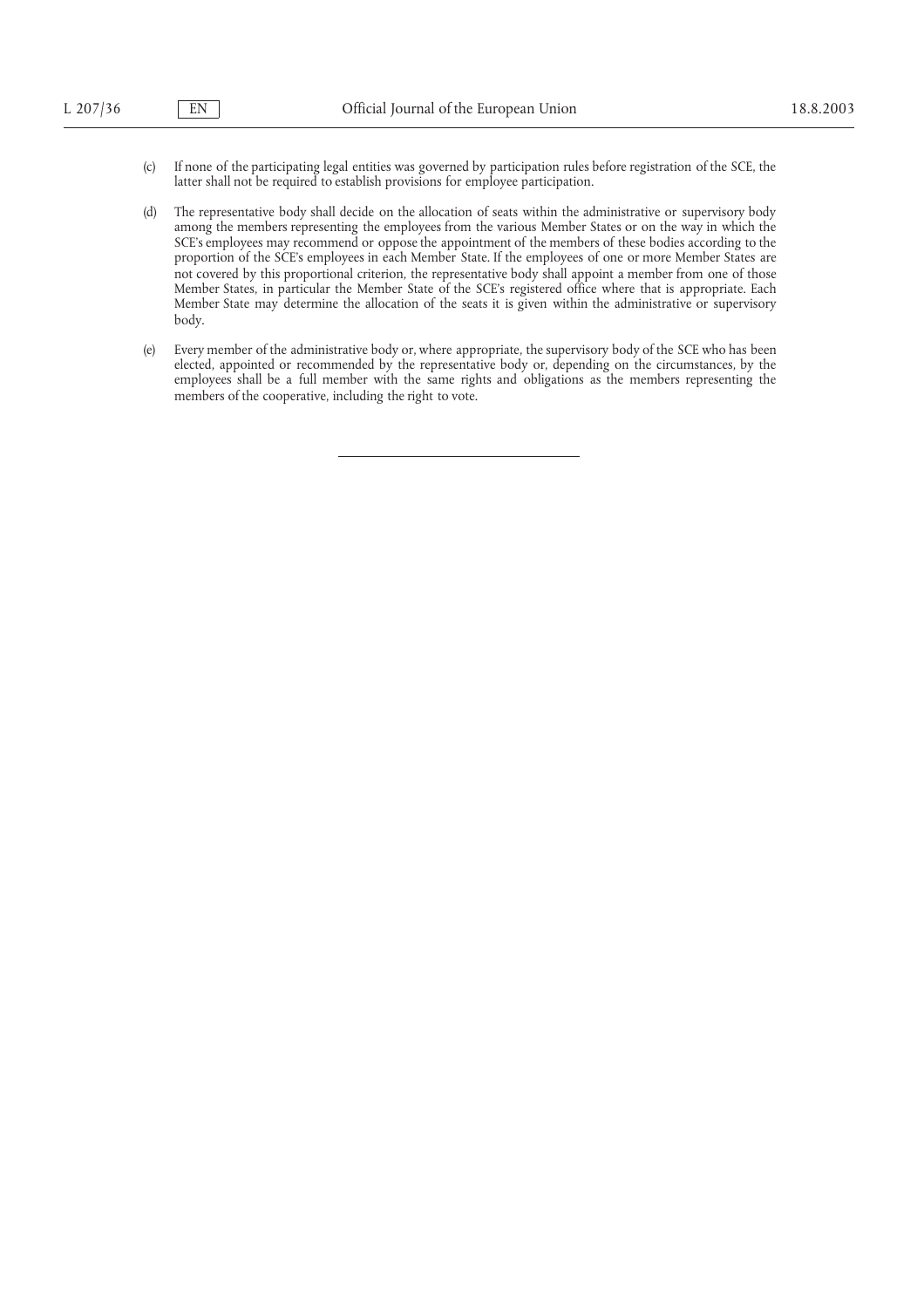(c) If none of the participating legal entities was governed by participation rules before registration of the SCE, the latter shall not be required to establish provisions for employee participation.

(d) The representative body shall decide on the allocation of seats within the administrative or supervisory body among the members representing the employees from the various Member States or on the way in which the SCE's employees may recommend or oppose the appointment of the members of these bodies according to the proportion of the SCE's employees in each Member State. If the employees of one or more Member States are not covered by this proportional criterion, the representative body shall appoint a member from one of those Member States, in particular the Member State of the SCE's registered office where that is appropriate. Each Member State may determine the allocation of the seats it is given within the administrative or supervisory body.

(e) Every member of the administrative body or, where appropriate, the supervisory body of the SCE who has been elected, appointed or recommended by the representative body or, depending on the circumstances, by the employees shall be a full member with the same rights and obligations as the members representing the members of the cooperative, including the right to vote.